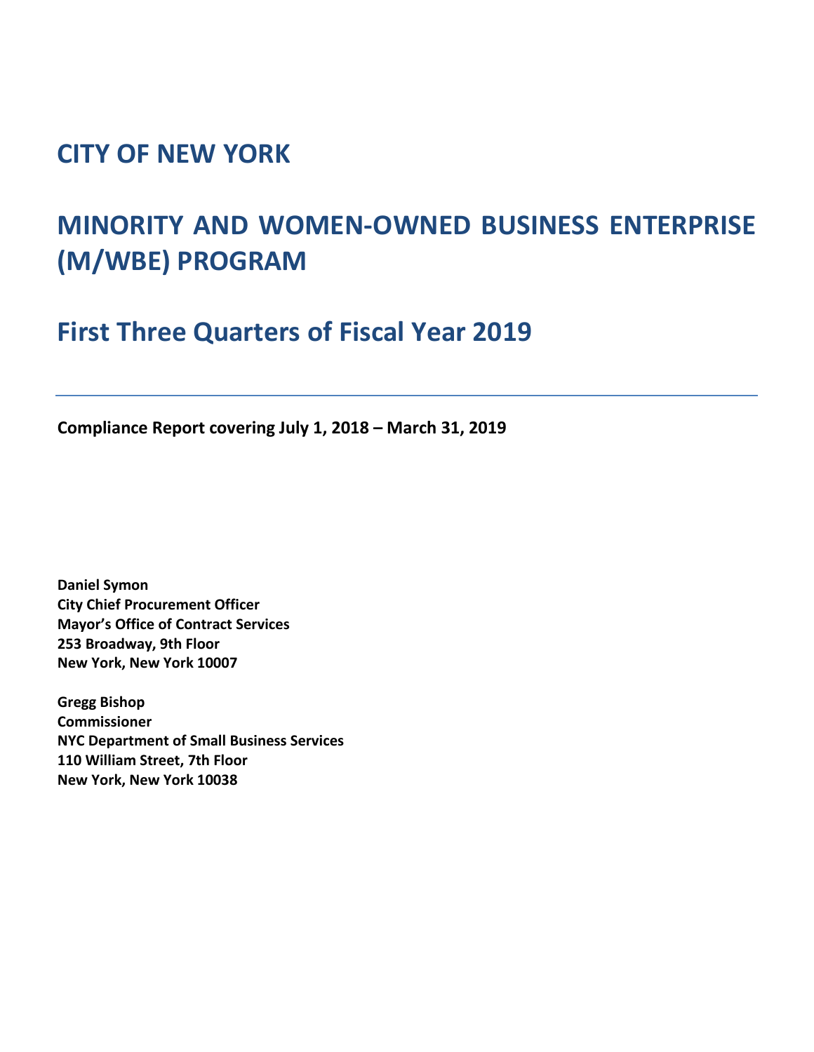# CITY OF NEW YORK

# MINORITY AND WOMEN-OWNED BUSINESS ENTERPRISE (M/WBE) PROGRAM

## First Three Quarters of Fiscal Year 2019

---

**Compliance Report covering July 1, 2018 – March 31, 2019**

**Daniel Symon**
**City Chief Procurement Officer**
**Mayor's Office of Contract Services**
**253 Broadway, 9th Floor**
**New York, New York 10007**

**Gregg Bishop**
**Commissioner**
**NYC Department of Small Business Services**
**110 William Street, 7th Floor**
**New York, New York 10038**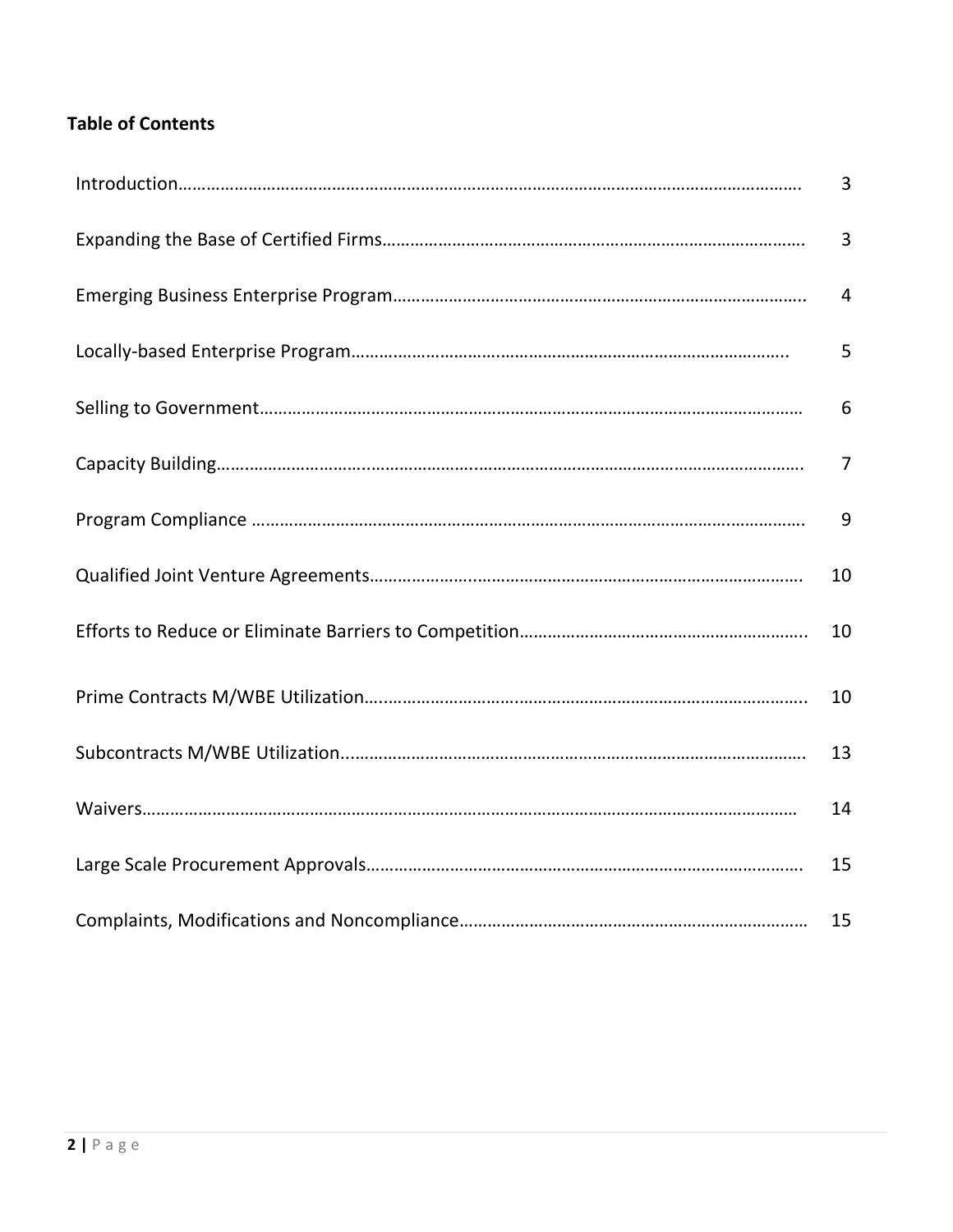**Table of Contents**

| | |
|---|---|
| Introduction | 3 |
| Expanding the Base of Certified Firms | 3 |
| Emerging Business Enterprise Program | 4 |
| Locally-based Enterprise Program | 5 |
| Selling to Government | 6 |
| Capacity Building | 7 |
| Program Compliance | 9 |
| Qualified Joint Venture Agreements | 10 |
| Efforts to Reduce or Eliminate Barriers to Competition | 10 |
| Prime Contracts M/WBE Utilization | 10 |
| Subcontracts M/WBE Utilization | 13 |
| Waivers | 14 |
| Large Scale Procurement Approvals | 15 |
| Complaints, Modifications and Noncompliance | 15 |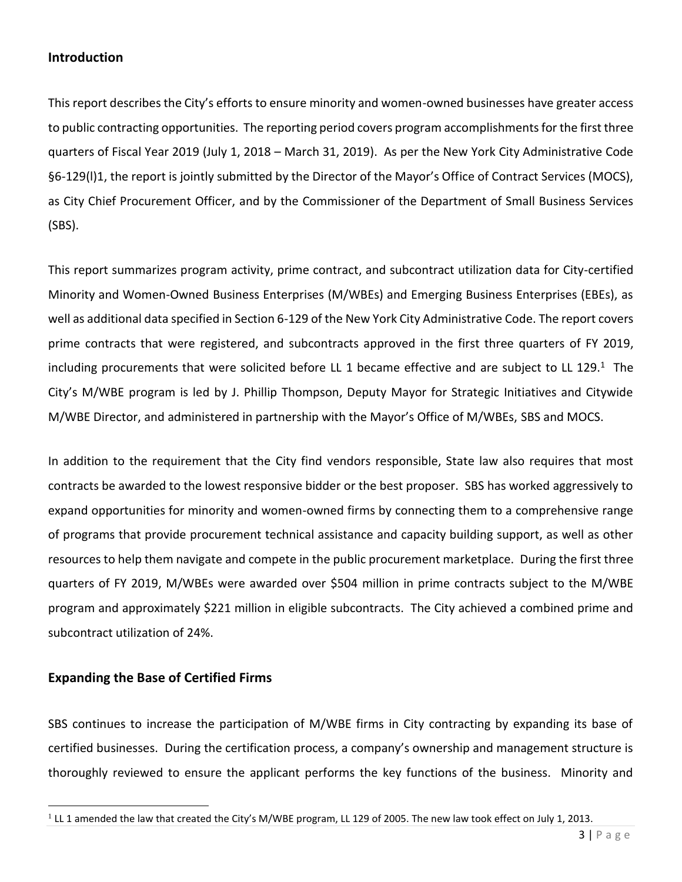## Introduction

This report describes the City's efforts to ensure minority and women-owned businesses have greater access to public contracting opportunities. The reporting period covers program accomplishments for the first three quarters of Fiscal Year 2019 (July 1, 2018 – March 31, 2019). As per the New York City Administrative Code §6-129(l)1, the report is jointly submitted by the Director of the Mayor's Office of Contract Services (MOCS), as City Chief Procurement Officer, and by the Commissioner of the Department of Small Business Services (SBS).

This report summarizes program activity, prime contract, and subcontract utilization data for City-certified Minority and Women-Owned Business Enterprises (M/WBEs) and Emerging Business Enterprises (EBEs), as well as additional data specified in Section 6-129 of the New York City Administrative Code. The report covers prime contracts that were registered, and subcontracts approved in the first three quarters of FY 2019, including procurements that were solicited before LL 1 became effective and are subject to LL 129.[1] The City's M/WBE program is led by J. Phillip Thompson, Deputy Mayor for Strategic Initiatives and Citywide M/WBE Director, and administered in partnership with the Mayor's Office of M/WBEs, SBS and MOCS.

In addition to the requirement that the City find vendors responsible, State law also requires that most contracts be awarded to the lowest responsive bidder or the best proposer. SBS has worked aggressively to expand opportunities for minority and women-owned firms by connecting them to a comprehensive range of programs that provide procurement technical assistance and capacity building support, as well as other resources to help them navigate and compete in the public procurement marketplace. During the first three quarters of FY 2019, M/WBEs were awarded over $504 million in prime contracts subject to the M/WBE program and approximately $221 million in eligible subcontracts. The City achieved a combined prime and subcontract utilization of 24%.

## Expanding the Base of Certified Firms

SBS continues to increase the participation of M/WBE firms in City contracting by expanding its base of certified businesses. During the certification process, a company's ownership and management structure is thoroughly reviewed to ensure the applicant performs the key functions of the business. Minority and

[1] LL 1 amended the law that created the City's M/WBE program, LL 129 of 2005. The new law took effect on July 1, 2013.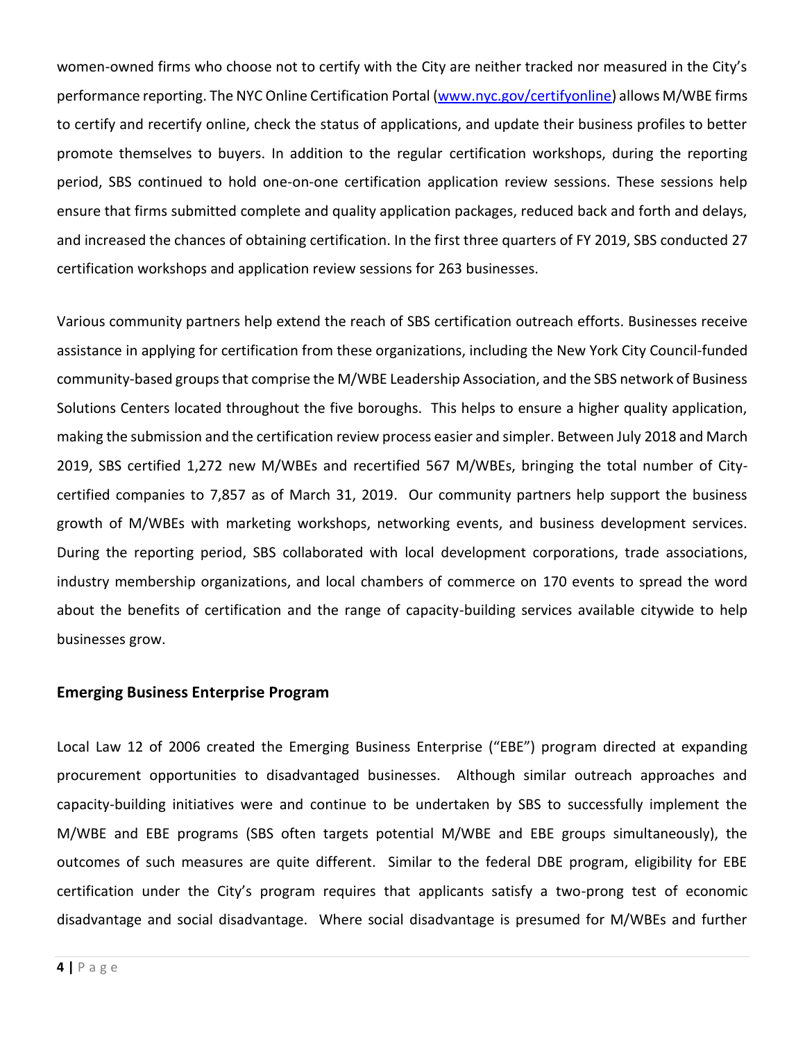women-owned firms who choose not to certify with the City are neither tracked nor measured in the City's performance reporting. The NYC Online Certification Portal ([www.nyc.gov/certifyonline](www.nyc.gov/certifyonline)) allows M/WBE firms to certify and recertify online, check the status of applications, and update their business profiles to better promote themselves to buyers. In addition to the regular certification workshops, during the reporting period, SBS continued to hold one-on-one certification application review sessions. These sessions help ensure that firms submitted complete and quality application packages, reduced back and forth and delays, and increased the chances of obtaining certification. In the first three quarters of FY 2019, SBS conducted 27 certification workshops and application review sessions for 263 businesses.

Various community partners help extend the reach of SBS certification outreach efforts. Businesses receive assistance in applying for certification from these organizations, including the New York City Council-funded community-based groups that comprise the M/WBE Leadership Association, and the SBS network of Business Solutions Centers located throughout the five boroughs. This helps to ensure a higher quality application, making the submission and the certification review process easier and simpler. Between July 2018 and March 2019, SBS certified 1,272 new M/WBEs and recertified 567 M/WBEs, bringing the total number of City-certified companies to 7,857 as of March 31, 2019. Our community partners help support the business growth of M/WBEs with marketing workshops, networking events, and business development services. During the reporting period, SBS collaborated with local development corporations, trade associations, industry membership organizations, and local chambers of commerce on 170 events to spread the word about the benefits of certification and the range of capacity-building services available citywide to help businesses grow.

## Emerging Business Enterprise Program

Local Law 12 of 2006 created the Emerging Business Enterprise ("EBE") program directed at expanding procurement opportunities to disadvantaged businesses. Although similar outreach approaches and capacity-building initiatives were and continue to be undertaken by SBS to successfully implement the M/WBE and EBE programs (SBS often targets potential M/WBE and EBE groups simultaneously), the outcomes of such measures are quite different. Similar to the federal DBE program, eligibility for EBE certification under the City's program requires that applicants satisfy a two-prong test of economic disadvantage and social disadvantage. Where social disadvantage is presumed for M/WBEs and further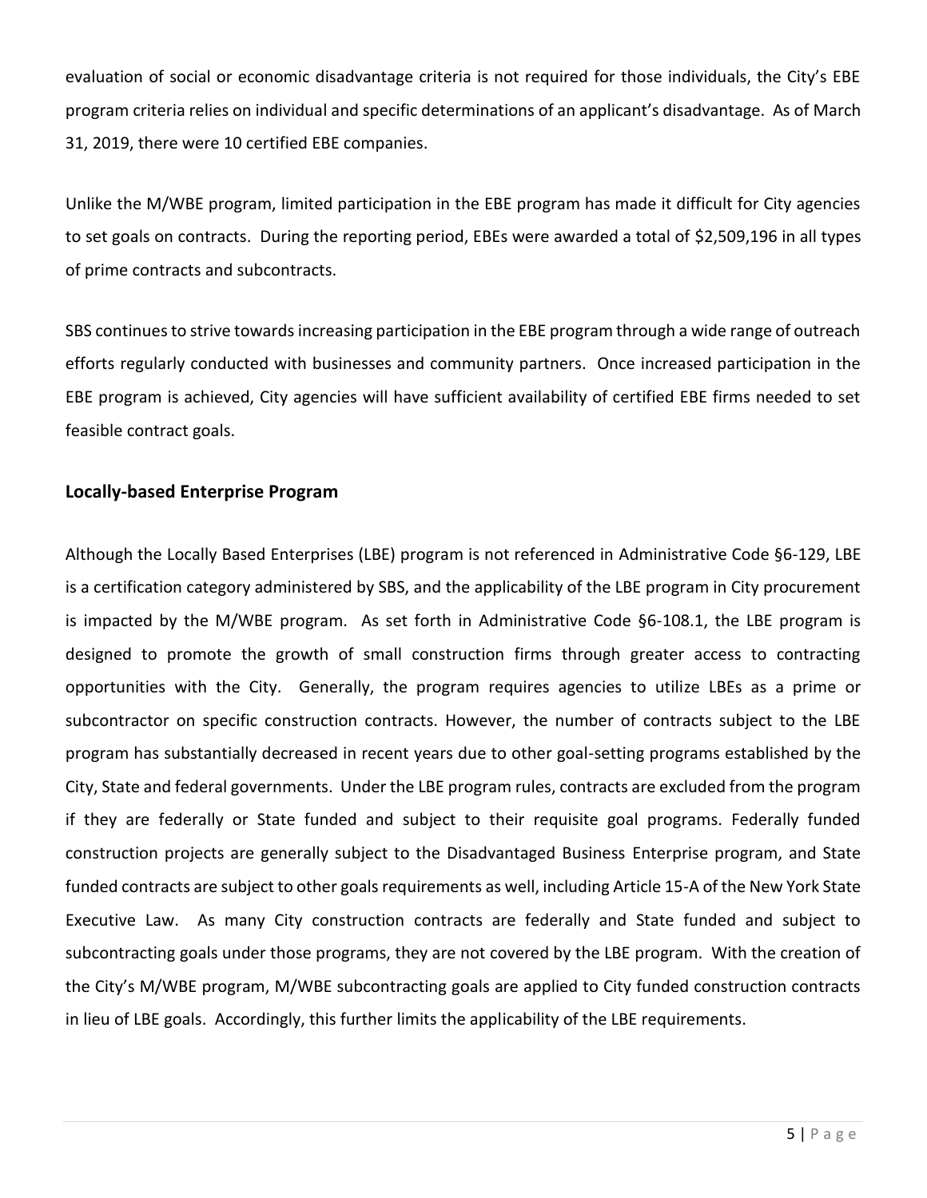evaluation of social or economic disadvantage criteria is not required for those individuals, the City's EBE program criteria relies on individual and specific determinations of an applicant's disadvantage. As of March 31, 2019, there were 10 certified EBE companies.

Unlike the M/WBE program, limited participation in the EBE program has made it difficult for City agencies to set goals on contracts. During the reporting period, EBEs were awarded a total of $2,509,196 in all types of prime contracts and subcontracts.

SBS continues to strive towards increasing participation in the EBE program through a wide range of outreach efforts regularly conducted with businesses and community partners. Once increased participation in the EBE program is achieved, City agencies will have sufficient availability of certified EBE firms needed to set feasible contract goals.

### Locally-based Enterprise Program

Although the Locally Based Enterprises (LBE) program is not referenced in Administrative Code §6-129, LBE is a certification category administered by SBS, and the applicability of the LBE program in City procurement is impacted by the M/WBE program. As set forth in Administrative Code §6-108.1, the LBE program is designed to promote the growth of small construction firms through greater access to contracting opportunities with the City. Generally, the program requires agencies to utilize LBEs as a prime or subcontractor on specific construction contracts. However, the number of contracts subject to the LBE program has substantially decreased in recent years due to other goal-setting programs established by the City, State and federal governments. Under the LBE program rules, contracts are excluded from the program if they are federally or State funded and subject to their requisite goal programs. Federally funded construction projects are generally subject to the Disadvantaged Business Enterprise program, and State funded contracts are subject to other goals requirements as well, including Article 15-A of the New York State Executive Law. As many City construction contracts are federally and State funded and subject to subcontracting goals under those programs, they are not covered by the LBE program. With the creation of the City's M/WBE program, M/WBE subcontracting goals are applied to City funded construction contracts in lieu of LBE goals. Accordingly, this further limits the applicability of the LBE requirements.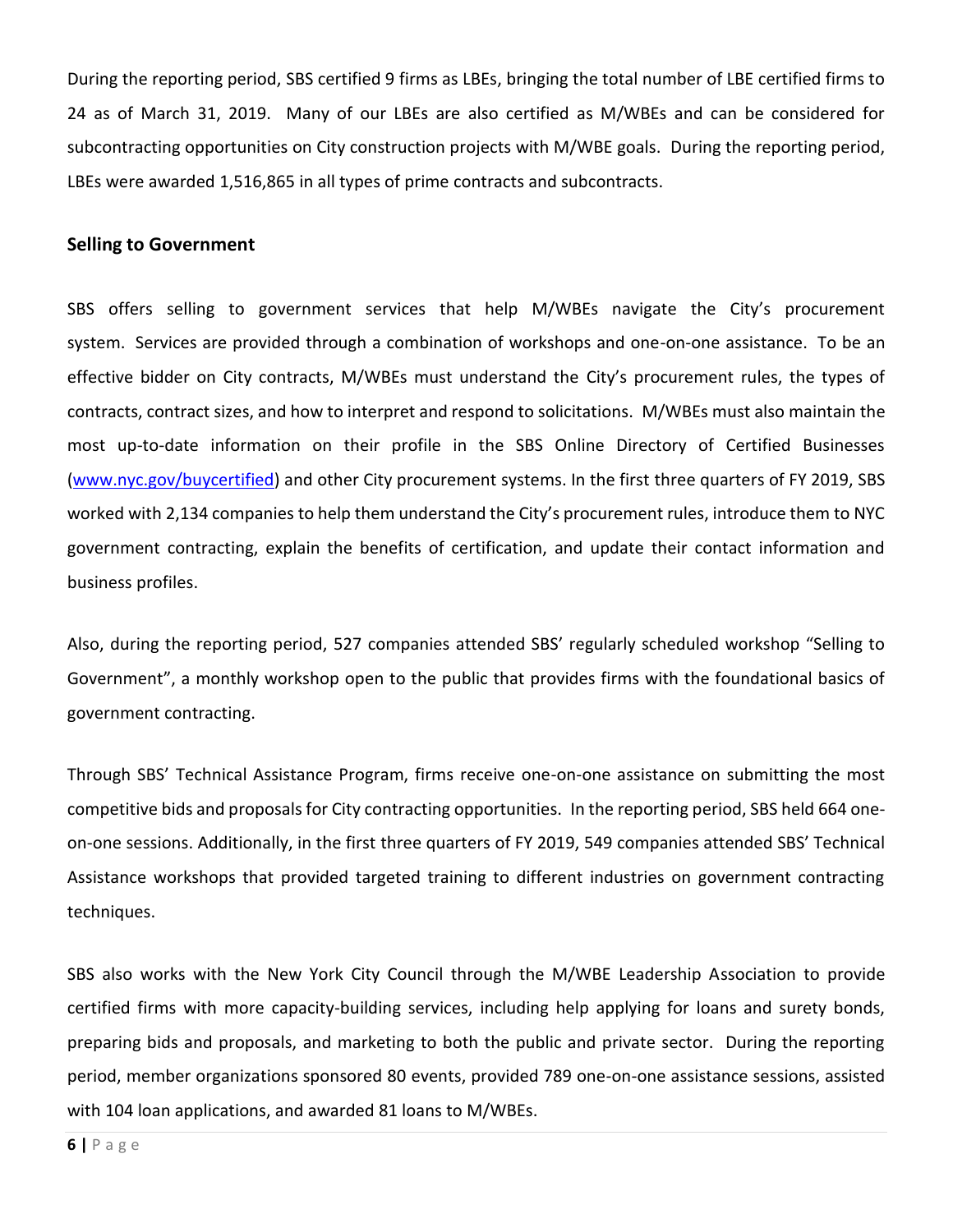During the reporting period, SBS certified 9 firms as LBEs, bringing the total number of LBE certified firms to 24 as of March 31, 2019. Many of our LBEs are also certified as M/WBEs and can be considered for subcontracting opportunities on City construction projects with M/WBE goals. During the reporting period, LBEs were awarded 1,516,865 in all types of prime contracts and subcontracts.

### Selling to Government

SBS offers selling to government services that help M/WBEs navigate the City's procurement system. Services are provided through a combination of workshops and one-on-one assistance. To be an effective bidder on City contracts, M/WBEs must understand the City's procurement rules, the types of contracts, contract sizes, and how to interpret and respond to solicitations. M/WBEs must also maintain the most up-to-date information on their profile in the SBS Online Directory of Certified Businesses ([www.nyc.gov/buycertified](www.nyc.gov/buycertified)) and other City procurement systems. In the first three quarters of FY 2019, SBS worked with 2,134 companies to help them understand the City's procurement rules, introduce them to NYC government contracting, explain the benefits of certification, and update their contact information and business profiles.

Also, during the reporting period, 527 companies attended SBS' regularly scheduled workshop "Selling to Government", a monthly workshop open to the public that provides firms with the foundational basics of government contracting.

Through SBS' Technical Assistance Program, firms receive one-on-one assistance on submitting the most competitive bids and proposals for City contracting opportunities. In the reporting period, SBS held 664 one-on-one sessions. Additionally, in the first three quarters of FY 2019, 549 companies attended SBS' Technical Assistance workshops that provided targeted training to different industries on government contracting techniques.

SBS also works with the New York City Council through the M/WBE Leadership Association to provide certified firms with more capacity-building services, including help applying for loans and surety bonds, preparing bids and proposals, and marketing to both the public and private sector. During the reporting period, member organizations sponsored 80 events, provided 789 one-on-one assistance sessions, assisted with 104 loan applications, and awarded 81 loans to M/WBEs.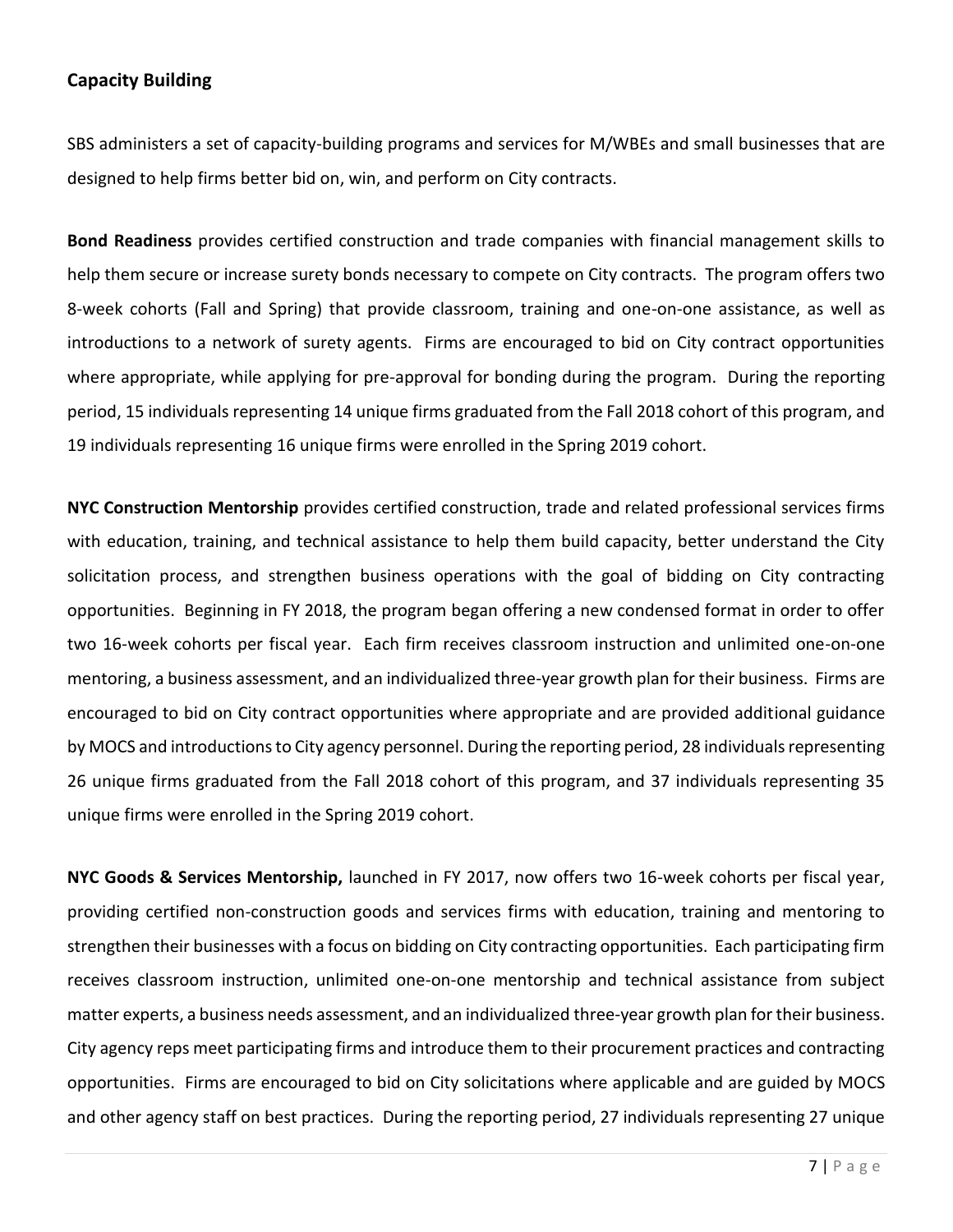### Capacity Building

SBS administers a set of capacity-building programs and services for M/WBEs and small businesses that are designed to help firms better bid on, win, and perform on City contracts.

**Bond Readiness** provides certified construction and trade companies with financial management skills to help them secure or increase surety bonds necessary to compete on City contracts. The program offers two 8-week cohorts (Fall and Spring) that provide classroom, training and one-on-one assistance, as well as introductions to a network of surety agents. Firms are encouraged to bid on City contract opportunities where appropriate, while applying for pre-approval for bonding during the program. During the reporting period, 15 individuals representing 14 unique firms graduated from the Fall 2018 cohort of this program, and 19 individuals representing 16 unique firms were enrolled in the Spring 2019 cohort.

**NYC Construction Mentorship** provides certified construction, trade and related professional services firms with education, training, and technical assistance to help them build capacity, better understand the City solicitation process, and strengthen business operations with the goal of bidding on City contracting opportunities. Beginning in FY 2018, the program began offering a new condensed format in order to offer two 16-week cohorts per fiscal year. Each firm receives classroom instruction and unlimited one-on-one mentoring, a business assessment, and an individualized three-year growth plan for their business. Firms are encouraged to bid on City contract opportunities where appropriate and are provided additional guidance by MOCS and introductions to City agency personnel. During the reporting period, 28 individuals representing 26 unique firms graduated from the Fall 2018 cohort of this program, and 37 individuals representing 35 unique firms were enrolled in the Spring 2019 cohort.

**NYC Goods & Services Mentorship,** launched in FY 2017, now offers two 16-week cohorts per fiscal year, providing certified non-construction goods and services firms with education, training and mentoring to strengthen their businesses with a focus on bidding on City contracting opportunities. Each participating firm receives classroom instruction, unlimited one-on-one mentorship and technical assistance from subject matter experts, a business needs assessment, and an individualized three-year growth plan for their business. City agency reps meet participating firms and introduce them to their procurement practices and contracting opportunities. Firms are encouraged to bid on City solicitations where applicable and are guided by MOCS and other agency staff on best practices. During the reporting period, 27 individuals representing 27 unique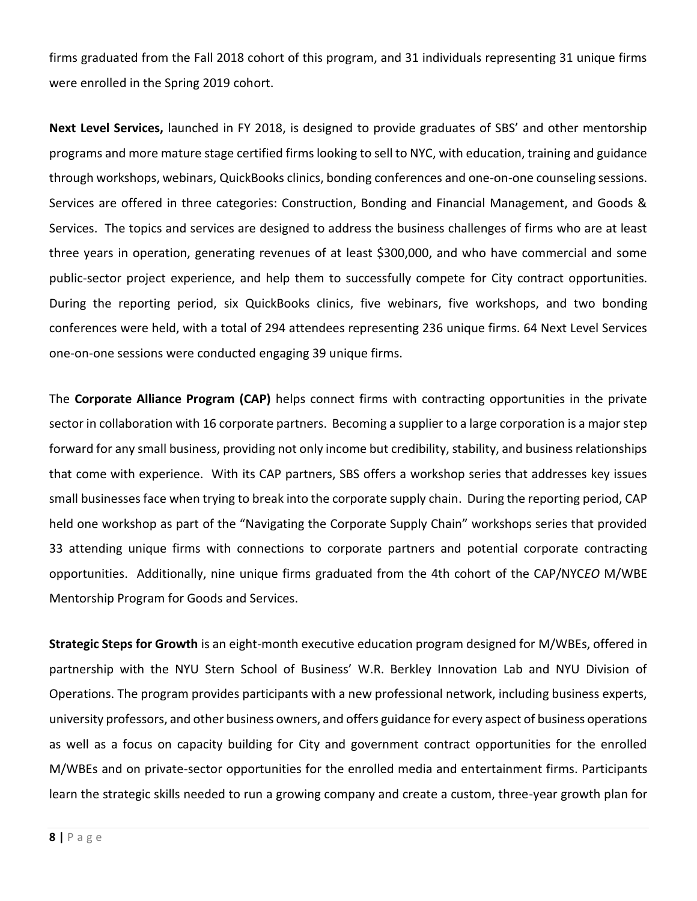firms graduated from the Fall 2018 cohort of this program, and 31 individuals representing 31 unique firms were enrolled in the Spring 2019 cohort.

**Next Level Services,** launched in FY 2018, is designed to provide graduates of SBS' and other mentorship programs and more mature stage certified firms looking to sell to NYC, with education, training and guidance through workshops, webinars, QuickBooks clinics, bonding conferences and one-on-one counseling sessions. Services are offered in three categories: Construction, Bonding and Financial Management, and Goods & Services. The topics and services are designed to address the business challenges of firms who are at least three years in operation, generating revenues of at least $300,000, and who have commercial and some public-sector project experience, and help them to successfully compete for City contract opportunities. During the reporting period, six QuickBooks clinics, five webinars, five workshops, and two bonding conferences were held, with a total of 294 attendees representing 236 unique firms. 64 Next Level Services one-on-one sessions were conducted engaging 39 unique firms.

The **Corporate Alliance Program (CAP)** helps connect firms with contracting opportunities in the private sector in collaboration with 16 corporate partners. Becoming a supplier to a large corporation is a major step forward for any small business, providing not only income but credibility, stability, and business relationships that come with experience. With its CAP partners, SBS offers a workshop series that addresses key issues small businesses face when trying to break into the corporate supply chain. During the reporting period, CAP held one workshop as part of the "Navigating the Corporate Supply Chain" workshops series that provided 33 attending unique firms with connections to corporate partners and potential corporate contracting opportunities. Additionally, nine unique firms graduated from the 4th cohort of the CAP/NYC*EO* M/WBE Mentorship Program for Goods and Services.

**Strategic Steps for Growth** is an eight-month executive education program designed for M/WBEs, offered in partnership with the NYU Stern School of Business' W.R. Berkley Innovation Lab and NYU Division of Operations. The program provides participants with a new professional network, including business experts, university professors, and other business owners, and offers guidance for every aspect of business operations as well as a focus on capacity building for City and government contract opportunities for the enrolled M/WBEs and on private-sector opportunities for the enrolled media and entertainment firms. Participants learn the strategic skills needed to run a growing company and create a custom, three-year growth plan for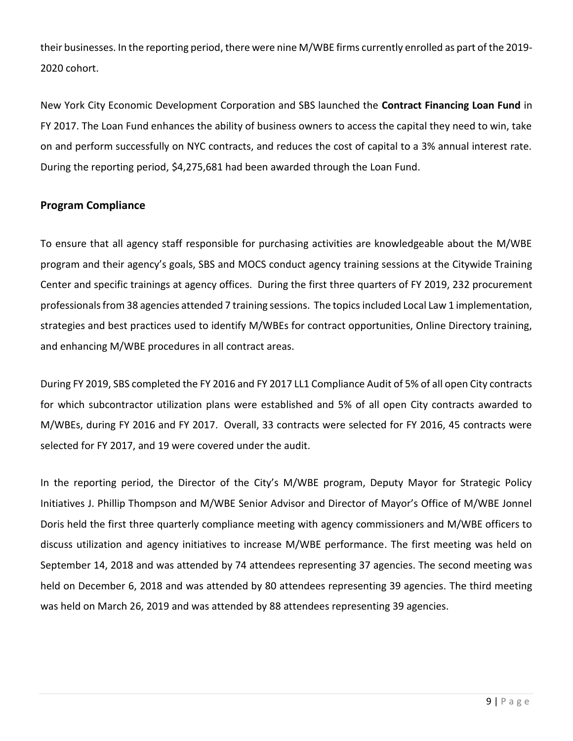their businesses. In the reporting period, there were nine M/WBE firms currently enrolled as part of the 2019-2020 cohort.

New York City Economic Development Corporation and SBS launched the **Contract Financing Loan Fund** in FY 2017. The Loan Fund enhances the ability of business owners to access the capital they need to win, take on and perform successfully on NYC contracts, and reduces the cost of capital to a 3% annual interest rate. During the reporting period, $4,275,681 had been awarded through the Loan Fund.

## Program Compliance

To ensure that all agency staff responsible for purchasing activities are knowledgeable about the M/WBE program and their agency's goals, SBS and MOCS conduct agency training sessions at the Citywide Training Center and specific trainings at agency offices. During the first three quarters of FY 2019, 232 procurement professionals from 38 agencies attended 7 training sessions. The topics included Local Law 1 implementation, strategies and best practices used to identify M/WBEs for contract opportunities, Online Directory training, and enhancing M/WBE procedures in all contract areas.

During FY 2019, SBS completed the FY 2016 and FY 2017 LL1 Compliance Audit of 5% of all open City contracts for which subcontractor utilization plans were established and 5% of all open City contracts awarded to M/WBEs, during FY 2016 and FY 2017. Overall, 33 contracts were selected for FY 2016, 45 contracts were selected for FY 2017, and 19 were covered under the audit.

In the reporting period, the Director of the City's M/WBE program, Deputy Mayor for Strategic Policy Initiatives J. Phillip Thompson and M/WBE Senior Advisor and Director of Mayor's Office of M/WBE Jonnel Doris held the first three quarterly compliance meeting with agency commissioners and M/WBE officers to discuss utilization and agency initiatives to increase M/WBE performance. The first meeting was held on September 14, 2018 and was attended by 74 attendees representing 37 agencies. The second meeting was held on December 6, 2018 and was attended by 80 attendees representing 39 agencies. The third meeting was held on March 26, 2019 and was attended by 88 attendees representing 39 agencies.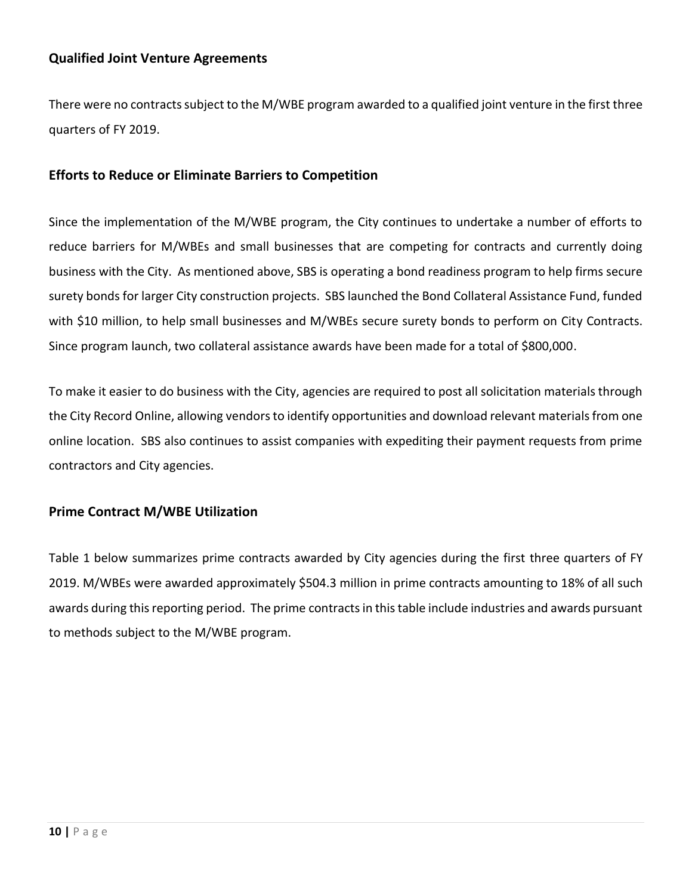## Qualified Joint Venture Agreements

There were no contracts subject to the M/WBE program awarded to a qualified joint venture in the first three quarters of FY 2019.

## Efforts to Reduce or Eliminate Barriers to Competition

Since the implementation of the M/WBE program, the City continues to undertake a number of efforts to reduce barriers for M/WBEs and small businesses that are competing for contracts and currently doing business with the City. As mentioned above, SBS is operating a bond readiness program to help firms secure surety bonds for larger City construction projects. SBS launched the Bond Collateral Assistance Fund, funded with $10 million, to help small businesses and M/WBEs secure surety bonds to perform on City Contracts. Since program launch, two collateral assistance awards have been made for a total of $800,000.

To make it easier to do business with the City, agencies are required to post all solicitation materials through the City Record Online, allowing vendors to identify opportunities and download relevant materials from one online location. SBS also continues to assist companies with expediting their payment requests from prime contractors and City agencies.

## Prime Contract M/WBE Utilization

Table 1 below summarizes prime contracts awarded by City agencies during the first three quarters of FY 2019. M/WBEs were awarded approximately $504.3 million in prime contracts amounting to 18% of all such awards during this reporting period. The prime contracts in this table include industries and awards pursuant to methods subject to the M/WBE program.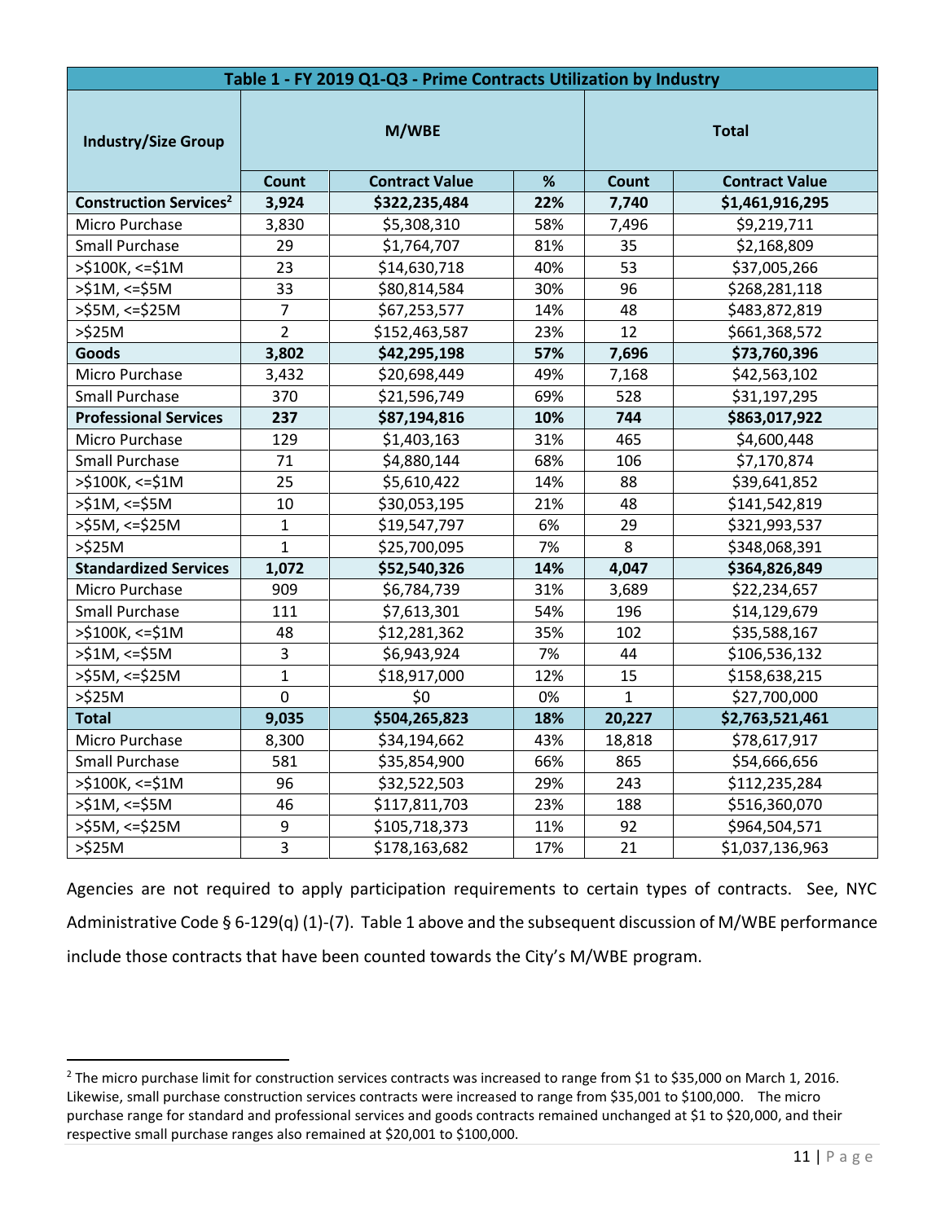| Table 1 - FY 2019 Q1-Q3 - Prime Contracts Utilization by Industry | | | | | |
|---|---|---|---|---|---|
| **Industry/Size Group** | **M/WBE** | | | **Total** | |
| | **Count** | **Contract Value** | **%** | **Count** | **Contract Value** |
| **Construction Services[2]** | **3,924** | **$322,235,484** | **22%** | **7,740** | **$1,461,916,295** |
| Micro Purchase | 3,830 | $5,308,310 | 58% | 7,496 | $9,219,711 |
| Small Purchase | 29 | $1,764,707 | 81% | 35 | $2,168,809 |
| >$100K, <=$1M | 23 | $14,630,718 | 40% | 53 | $37,005,266 |
| >$1M, <=$5M | 33 | $80,814,584 | 30% | 96 | $268,281,118 |
| >$5M, <=$25M | 7 | $67,253,577 | 14% | 48 | $483,872,819 |
| >$25M | 2 | $152,463,587 | 23% | 12 | $661,368,572 |
| **Goods** | **3,802** | **$42,295,198** | **57%** | **7,696** | **$73,760,396** |
| Micro Purchase | 3,432 | $20,698,449 | 49% | 7,168 | $42,563,102 |
| Small Purchase | 370 | $21,596,749 | 69% | 528 | $31,197,295 |
| **Professional Services** | **237** | **$87,194,816** | **10%** | **744** | **$863,017,922** |
| Micro Purchase | 129 | $1,403,163 | 31% | 465 | $4,600,448 |
| Small Purchase | 71 | $4,880,144 | 68% | 106 | $7,170,874 |
| >$100K, <=$1M | 25 | $5,610,422 | 14% | 88 | $39,641,852 |
| >$1M, <=$5M | 10 | $30,053,195 | 21% | 48 | $141,542,819 |
| >$5M, <=$25M | 1 | $19,547,797 | 6% | 29 | $321,993,537 |
| >$25M | 1 | $25,700,095 | 7% | 8 | $348,068,391 |
| **Standardized Services** | **1,072** | **$52,540,326** | **14%** | **4,047** | **$364,826,849** |
| Micro Purchase | 909 | $6,784,739 | 31% | 3,689 | $22,234,657 |
| Small Purchase | 111 | $7,613,301 | 54% | 196 | $14,129,679 |
| >$100K, <=$1M | 48 | $12,281,362 | 35% | 102 | $35,588,167 |
| >$1M, <=$5M | 3 | $6,943,924 | 7% | 44 | $106,536,132 |
| >$5M, <=$25M | 1 | $18,917,000 | 12% | 15 | $158,638,215 |
| >$25M | 0 | $0 | 0% | 1 | $27,700,000 |
| **Total** | **9,035** | **$504,265,823** | **18%** | **20,227** | **$2,763,521,461** |
| Micro Purchase | 8,300 | $34,194,662 | 43% | 18,818 | $78,617,917 |
| Small Purchase | 581 | $35,854,900 | 66% | 865 | $54,666,656 |
| >$100K, <=$1M | 96 | $32,522,503 | 29% | 243 | $112,235,284 |
| >$1M, <=$5M | 46 | $117,811,703 | 23% | 188 | $516,360,070 |
| >$5M, <=$25M | 9 | $105,718,373 | 11% | 92 | $964,504,571 |
| >$25M | 3 | $178,163,682 | 17% | 21 | $1,037,136,963 |

Agencies are not required to apply participation requirements to certain types of contracts. See, NYC Administrative Code § 6-129(q) (1)-(7). Table 1 above and the subsequent discussion of M/WBE performance include those contracts that have been counted towards the City's M/WBE program.

---

[2] The micro purchase limit for construction services contracts was increased to range from $1 to $35,000 on March 1, 2016. Likewise, small purchase construction services contracts were increased to range from $35,001 to $100,000. The micro purchase range for standard and professional services and goods contracts remained unchanged at $1 to $20,000, and their respective small purchase ranges also remained at $20,001 to $100,000.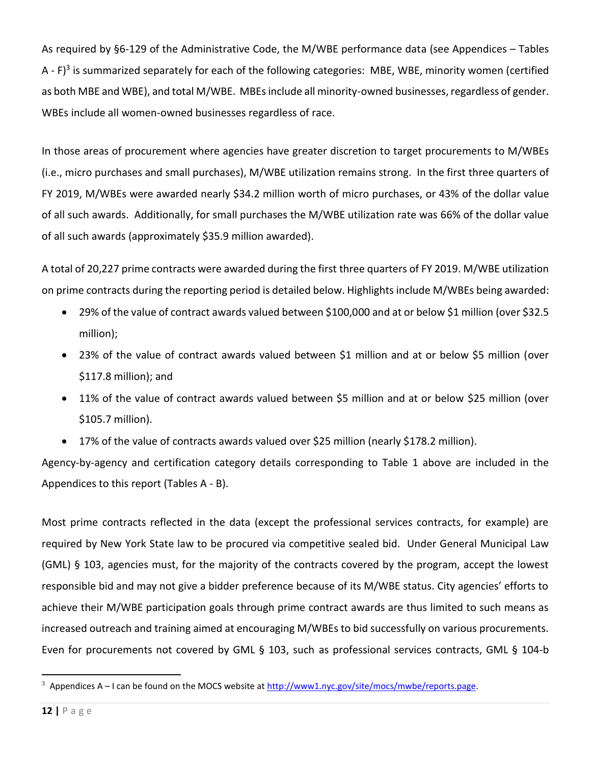As required by §6-129 of the Administrative Code, the M/WBE performance data (see Appendices – Tables A - F)[3] is summarized separately for each of the following categories: MBE, WBE, minority women (certified as both MBE and WBE), and total M/WBE. MBEs include all minority-owned businesses, regardless of gender. WBEs include all women-owned businesses regardless of race.

In those areas of procurement where agencies have greater discretion to target procurements to M/WBEs (i.e., micro purchases and small purchases), M/WBE utilization remains strong. In the first three quarters of FY 2019, M/WBEs were awarded nearly $34.2 million worth of micro purchases, or 43% of the dollar value of all such awards. Additionally, for small purchases the M/WBE utilization rate was 66% of the dollar value of all such awards (approximately $35.9 million awarded).

A total of 20,227 prime contracts were awarded during the first three quarters of FY 2019. M/WBE utilization on prime contracts during the reporting period is detailed below. Highlights include M/WBEs being awarded:

- 29% of the value of contract awards valued between $100,000 and at or below $1 million (over $32.5 million);
- 23% of the value of contract awards valued between $1 million and at or below $5 million (over $117.8 million); and
- 11% of the value of contract awards valued between $5 million and at or below $25 million (over $105.7 million).
- 17% of the value of contracts awards valued over $25 million (nearly $178.2 million).

Agency-by-agency and certification category details corresponding to Table 1 above are included in the Appendices to this report (Tables A - B).

Most prime contracts reflected in the data (except the professional services contracts, for example) are required by New York State law to be procured via competitive sealed bid. Under General Municipal Law (GML) § 103, agencies must, for the majority of the contracts covered by the program, accept the lowest responsible bid and may not give a bidder preference because of its M/WBE status. City agencies' efforts to achieve their M/WBE participation goals through prime contract awards are thus limited to such means as increased outreach and training aimed at encouraging M/WBEs to bid successfully on various procurements. Even for procurements not covered by GML § 103, such as professional services contracts, GML § 104-b

[3] Appendices A – I can be found on the MOCS website at http://www1.nyc.gov/site/mocs/mwbe/reports.page.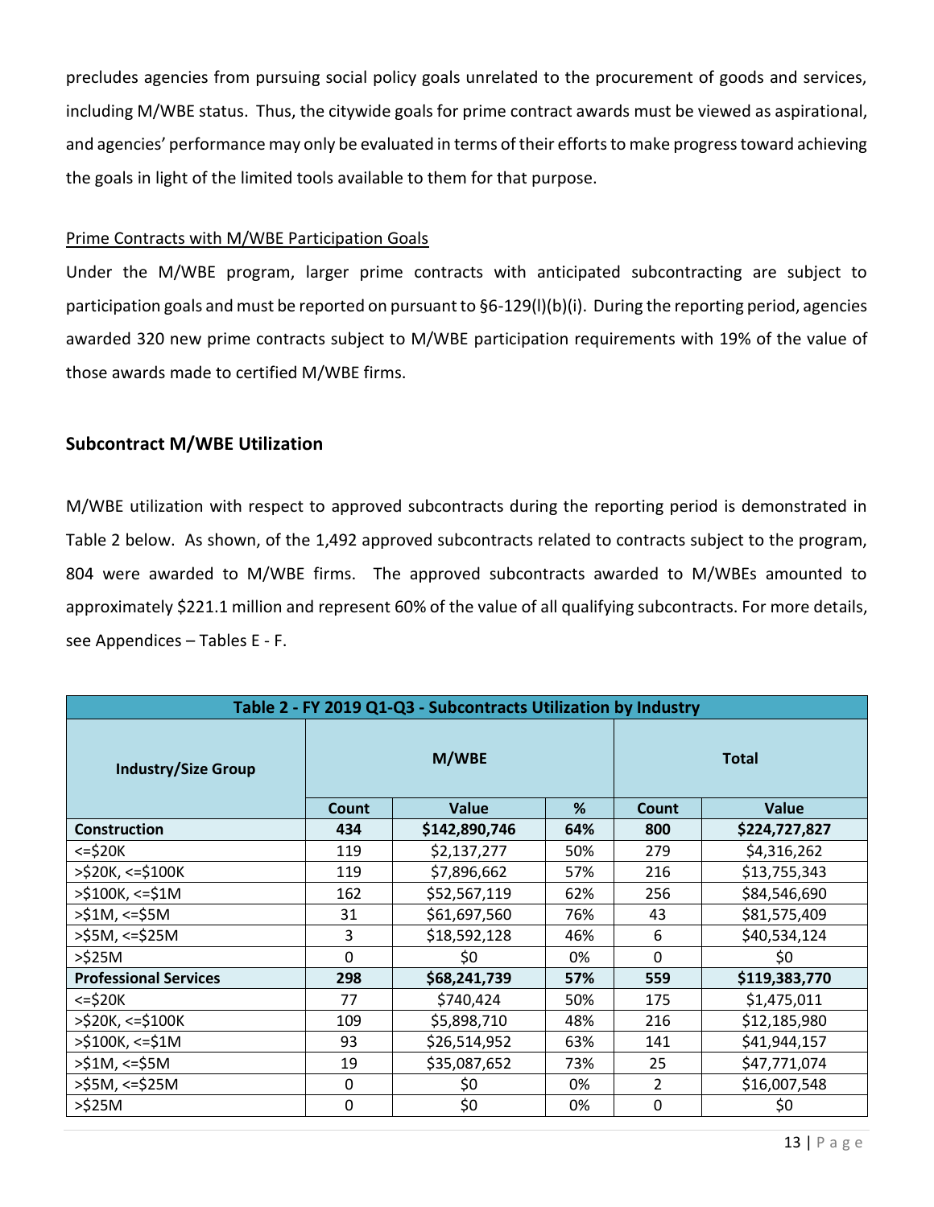precludes agencies from pursuing social policy goals unrelated to the procurement of goods and services, including M/WBE status. Thus, the citywide goals for prime contract awards must be viewed as aspirational, and agencies' performance may only be evaluated in terms of their efforts to make progress toward achieving the goals in light of the limited tools available to them for that purpose.

Prime Contracts with M/WBE Participation Goals

Under the M/WBE program, larger prime contracts with anticipated subcontracting are subject to participation goals and must be reported on pursuant to §6-129(l)(b)(i). During the reporting period, agencies awarded 320 new prime contracts subject to M/WBE participation requirements with 19% of the value of those awards made to certified M/WBE firms.

## Subcontract M/WBE Utilization

M/WBE utilization with respect to approved subcontracts during the reporting period is demonstrated in Table 2 below. As shown, of the 1,492 approved subcontracts related to contracts subject to the program, 804 were awarded to M/WBE firms. The approved subcontracts awarded to M/WBEs amounted to approximately $221.1 million and represent 60% of the value of all qualifying subcontracts. For more details, see Appendices – Tables E - F.

| Table 2 - FY 2019 Q1-Q3 - Subcontracts Utilization by Industry | | | | | |
|---|---|---|---|---|---|
| Industry/Size Group | M/WBE | | | Total | |
| | Count | Value | % | Count | Value |
| **Construction** | **434** | **$142,890,746** | **64%** | **800** | **$224,727,827** |
| <=$20K | 119 | $2,137,277 | 50% | 279 | $4,316,262 |
| >$20K, <=$100K | 119 | $7,896,662 | 57% | 216 | $13,755,343 |
| >$100K, <=$1M | 162 | $52,567,119 | 62% | 256 | $84,546,690 |
| >$1M, <=$5M | 31 | $61,697,560 | 76% | 43 | $81,575,409 |
| >$5M, <=$25M | 3 | $18,592,128 | 46% | 6 | $40,534,124 |
| >$25M | 0 | $0 | 0% | 0 | $0 |
| **Professional Services** | **298** | **$68,241,739** | **57%** | **559** | **$119,383,770** |
| <=$20K | 77 | $740,424 | 50% | 175 | $1,475,011 |
| >$20K, <=$100K | 109 | $5,898,710 | 48% | 216 | $12,185,980 |
| >$100K, <=$1M | 93 | $26,514,952 | 63% | 141 | $41,944,157 |
| >$1M, <=$5M | 19 | $35,087,652 | 73% | 25 | $47,771,074 |
| >$5M, <=$25M | 0 | $0 | 0% | 2 | $16,007,548 |
| >$25M | 0 | $0 | 0% | 0 | $0 |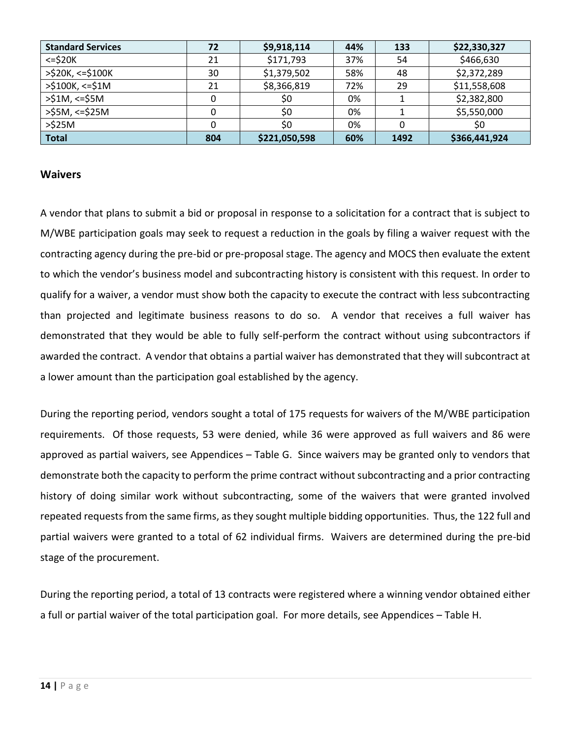| Standard Services | 72 | $9,918,114 | 44% | 133 | $22,330,327 |
|---|---|---|---|---|---|
| <=$20K | 21 | $171,793 | 37% | 54 | $466,630 |
| >$20K, <=$100K | 30 | $1,379,502 | 58% | 48 | $2,372,289 |
| >$100K, <=$1M | 21 | $8,366,819 | 72% | 29 | $11,558,608 |
| >$1M, <=$5M | 0 | $0 | 0% | 1 | $2,382,800 |
| >$5M, <=$25M | 0 | $0 | 0% | 1 | $5,550,000 |
| >$25M | 0 | $0 | 0% | 0 | $0 |
| **Total** | **804** | **$221,050,598** | **60%** | **1492** | **$366,441,924** |

## Waivers

A vendor that plans to submit a bid or proposal in response to a solicitation for a contract that is subject to M/WBE participation goals may seek to request a reduction in the goals by filing a waiver request with the contracting agency during the pre-bid or pre-proposal stage. The agency and MOCS then evaluate the extent to which the vendor's business model and subcontracting history is consistent with this request. In order to qualify for a waiver, a vendor must show both the capacity to execute the contract with less subcontracting than projected and legitimate business reasons to do so. A vendor that receives a full waiver has demonstrated that they would be able to fully self-perform the contract without using subcontractors if awarded the contract. A vendor that obtains a partial waiver has demonstrated that they will subcontract at a lower amount than the participation goal established by the agency.

During the reporting period, vendors sought a total of 175 requests for waivers of the M/WBE participation requirements. Of those requests, 53 were denied, while 36 were approved as full waivers and 86 were approved as partial waivers, see Appendices – Table G. Since waivers may be granted only to vendors that demonstrate both the capacity to perform the prime contract without subcontracting and a prior contracting history of doing similar work without subcontracting, some of the waivers that were granted involved repeated requests from the same firms, as they sought multiple bidding opportunities. Thus, the 122 full and partial waivers were granted to a total of 62 individual firms. Waivers are determined during the pre-bid stage of the procurement.

During the reporting period, a total of 13 contracts were registered where a winning vendor obtained either a full or partial waiver of the total participation goal. For more details, see Appendices – Table H.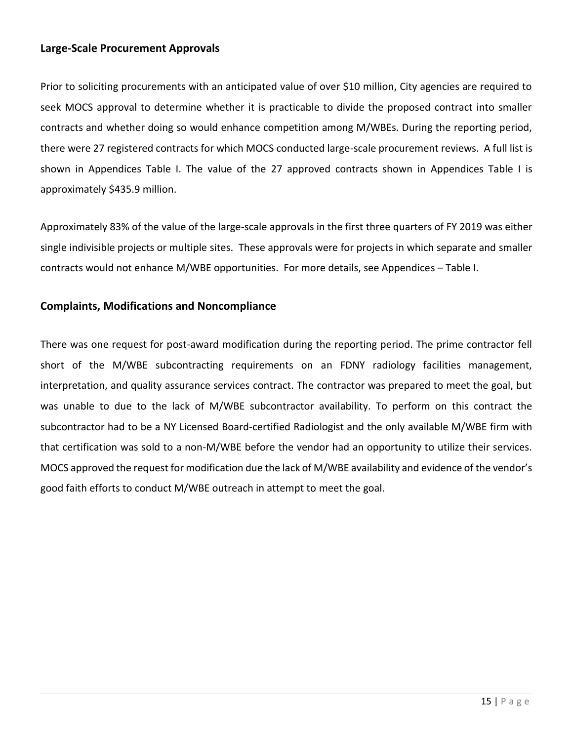## Large-Scale Procurement Approvals

Prior to soliciting procurements with an anticipated value of over $10 million, City agencies are required to seek MOCS approval to determine whether it is practicable to divide the proposed contract into smaller contracts and whether doing so would enhance competition among M/WBEs. During the reporting period, there were 27 registered contracts for which MOCS conducted large-scale procurement reviews. A full list is shown in Appendices Table I. The value of the 27 approved contracts shown in Appendices Table I is approximately $435.9 million.

Approximately 83% of the value of the large-scale approvals in the first three quarters of FY 2019 was either single indivisible projects or multiple sites. These approvals were for projects in which separate and smaller contracts would not enhance M/WBE opportunities. For more details, see Appendices – Table I.

## Complaints, Modifications and Noncompliance

There was one request for post-award modification during the reporting period. The prime contractor fell short of the M/WBE subcontracting requirements on an FDNY radiology facilities management, interpretation, and quality assurance services contract. The contractor was prepared to meet the goal, but was unable to due to the lack of M/WBE subcontractor availability. To perform on this contract the subcontractor had to be a NY Licensed Board-certified Radiologist and the only available M/WBE firm with that certification was sold to a non-M/WBE before the vendor had an opportunity to utilize their services. MOCS approved the request for modification due the lack of M/WBE availability and evidence of the vendor's good faith efforts to conduct M/WBE outreach in attempt to meet the goal.